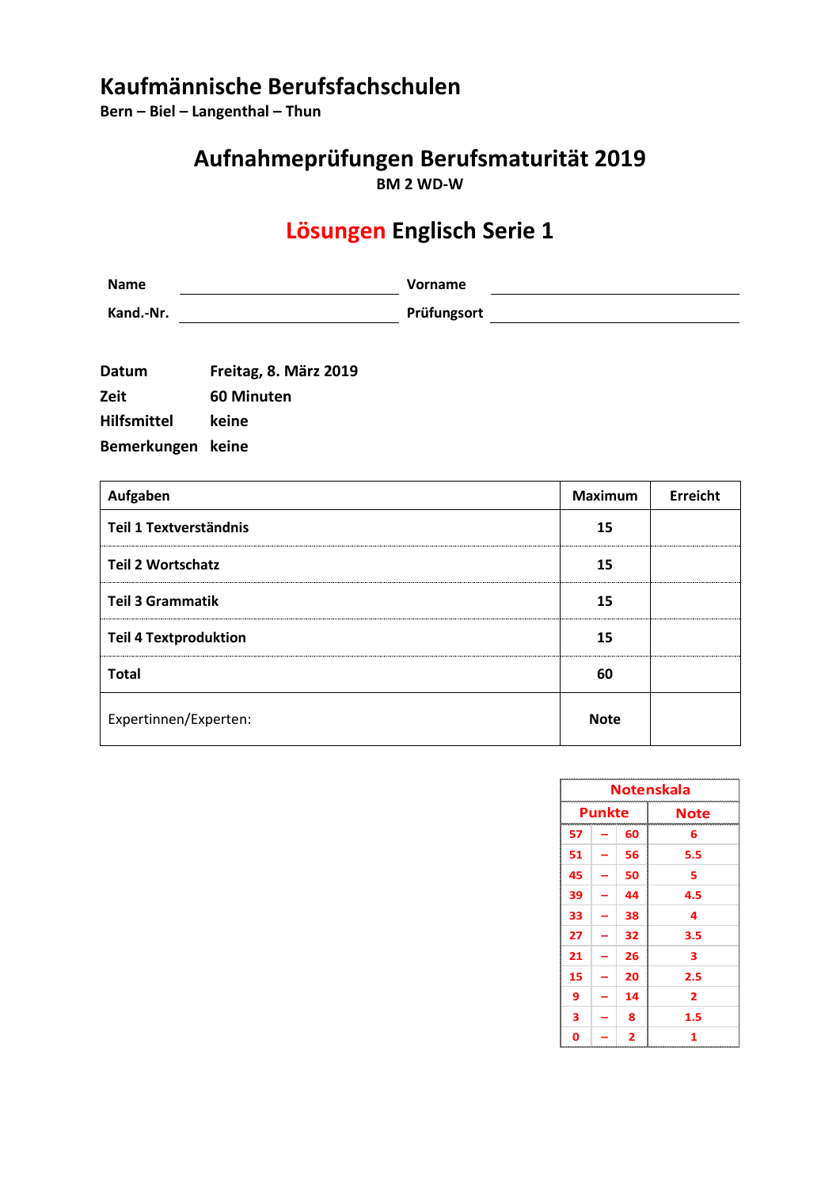# Kaufmännische Berufsfachschulen

**Bern – Biel – Langenthal – Thun**

## Aufnahmeprüfungen Berufsmaturität 2019

**BM 2 WD-W**

## Lösungen Englisch Serie 1

| **Name** | | **Vorname** | |
|---|---|---|---|
| **Kand.-Nr.** | | **Prüfungsort** | |

| | |
|---|---|
| **Datum** | **Freitag, 8. März 2019** |
| **Zeit** | **60 Minuten** |
| **Hilfsmittel** | **keine** |
| **Bemerkungen** | **keine** |

| **Aufgaben** | **Maximum** | **Erreicht** |
|---|---|---|
| **Teil 1 Textverständnis** | **15** | |
| **Teil 2 Wortschatz** | **15** | |
| **Teil 3 Grammatik** | **15** | |
| **Teil 4 Textproduktion** | **15** | |
| **Total** | **60** | |
| Expertinnen/Experten: | **Note** | |

| **Notenskala** | | | |
|---|---|---|---|
| **Punkte** | | | **Note** |
| 57 | – | 60 | 6 |
| 51 | – | 56 | 5.5 |
| 45 | – | 50 | 5 |
| 39 | – | 44 | 4.5 |
| 33 | – | 38 | 4 |
| 27 | – | 32 | 3.5 |
| 21 | – | 26 | 3 |
| 15 | – | 20 | 2.5 |
| 9 | – | 14 | 2 |
| 3 | – | 8 | 1.5 |
| 0 | – | 2 | 1 |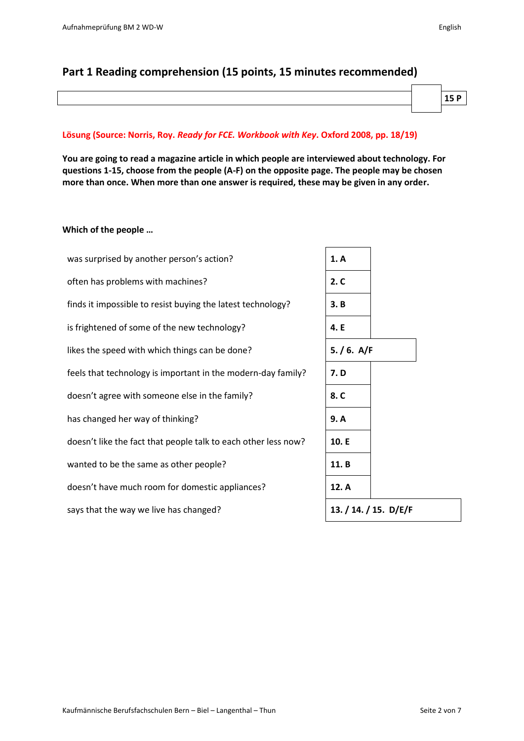## Part 1 Reading comprehension (15 points, 15 minutes recommended)

| | | 15 P |
|---|---|---|

**Lösung (Source: Norris, Roy. *Ready for FCE. Workbook with Key*. Oxford 2008, pp. 18/19)**

**You are going to read a magazine article in which people are interviewed about technology. For questions 1-15, choose from the people (A-F) on the opposite page. The people may be chosen more than once. When more than one answer is required, these may be given in any order.**

**Which of the people …**

| | |
|---|---|
| was surprised by another person's action? | **1. A** |
| often has problems with machines? | **2. C** |
| finds it impossible to resist buying the latest technology? | **3. B** |
| is frightened of some of the new technology? | **4. E** |
| likes the speed with which things can be done? | **5. / 6. A/F** |
| feels that technology is important in the modern-day family? | **7. D** |
| doesn't agree with someone else in the family? | **8. C** |
| has changed her way of thinking? | **9. A** |
| doesn't like the fact that people talk to each other less now? | **10. E** |
| wanted to be the same as other people? | **11. B** |
| doesn't have much room for domestic appliances? | **12. A** |
| says that the way we live has changed? | **13. / 14. / 15. D/E/F** |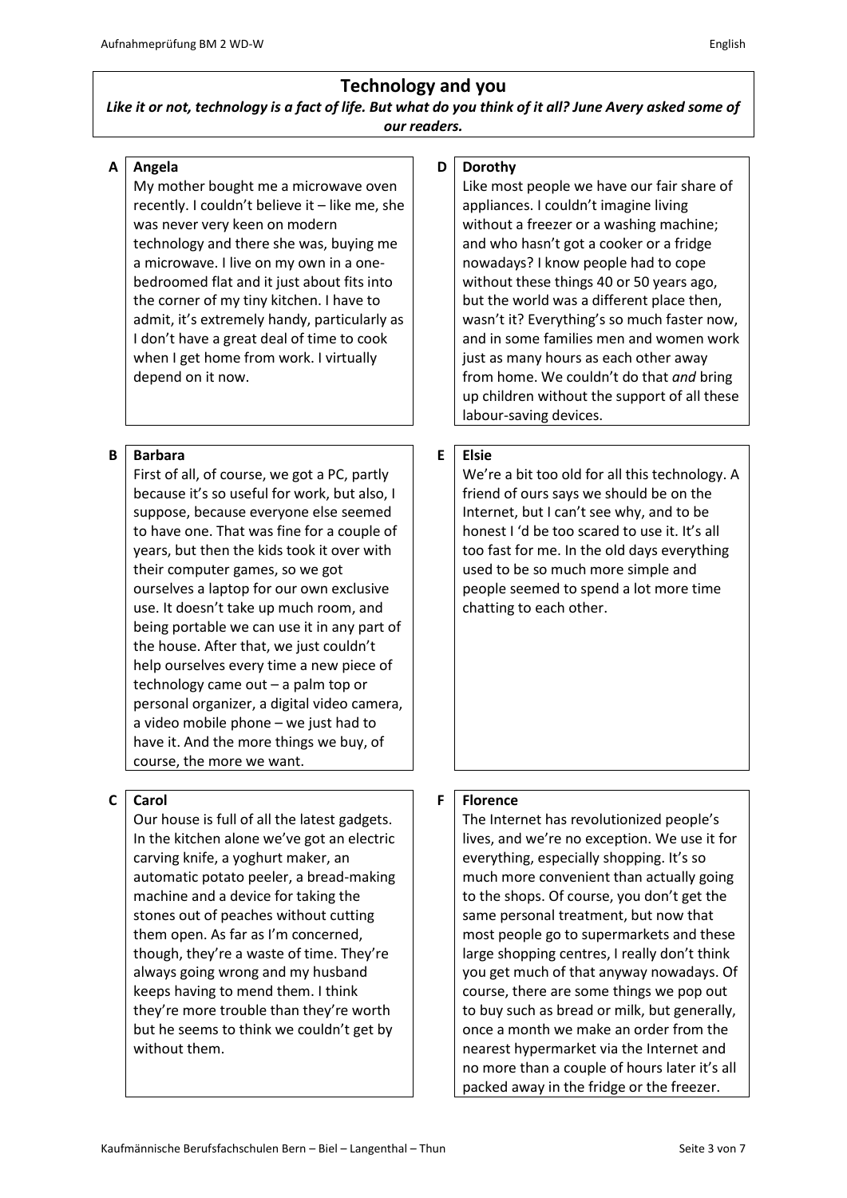# Technology and you

***Like it or not, technology is a fact of life. But what do you think of it all? June Avery asked some of our readers.***

**A** **Angela**

My mother bought me a microwave oven recently. I couldn't believe it – like me, she was never very keen on modern technology and there she was, buying me a microwave. I live on my own in a one-bedroomed flat and it just about fits into the corner of my tiny kitchen. I have to admit, it's extremely handy, particularly as I don't have a great deal of time to cook when I get home from work. I virtually depend on it now.

**B** **Barbara**

First of all, of course, we got a PC, partly because it's so useful for work, but also, I suppose, because everyone else seemed to have one. That was fine for a couple of years, but then the kids took it over with their computer games, so we got ourselves a laptop for our own exclusive use. It doesn't take up much room, and being portable we can use it in any part of the house. After that, we just couldn't help ourselves every time a new piece of technology came out – a palm top or personal organizer, a digital video camera, a video mobile phone – we just had to have it. And the more things we buy, of course, the more we want.

**C** **Carol**

Our house is full of all the latest gadgets. In the kitchen alone we've got an electric carving knife, a yoghurt maker, an automatic potato peeler, a bread-making machine and a device for taking the stones out of peaches without cutting them open. As far as I'm concerned, though, they're a waste of time. They're always going wrong and my husband keeps having to mend them. I think they're more trouble than they're worth but he seems to think we couldn't get by without them.

**D** **Dorothy**

Like most people we have our fair share of appliances. I couldn't imagine living without a freezer or a washing machine; and who hasn't got a cooker or a fridge nowadays? I know people had to cope without these things 40 or 50 years ago, but the world was a different place then, wasn't it? Everything's so much faster now, and in some families men and women work just as many hours as each other away from home. We couldn't do that *and* bring up children without the support of all these labour-saving devices.

**E** **Elsie**

We're a bit too old for all this technology. A friend of ours says we should be on the Internet, but I can't see why, and to be honest I 'd be too scared to use it. It's all too fast for me. In the old days everything used to be so much more simple and people seemed to spend a lot more time chatting to each other.

**F** **Florence**

The Internet has revolutionized people's lives, and we're no exception. We use it for everything, especially shopping. It's so much more convenient than actually going to the shops. Of course, you don't get the same personal treatment, but now that most people go to supermarkets and these large shopping centres, I really don't think you get much of that anyway nowadays. Of course, there are some things we pop out to buy such as bread or milk, but generally, once a month we make an order from the nearest hypermarket via the Internet and no more than a couple of hours later it's all packed away in the fridge or the freezer.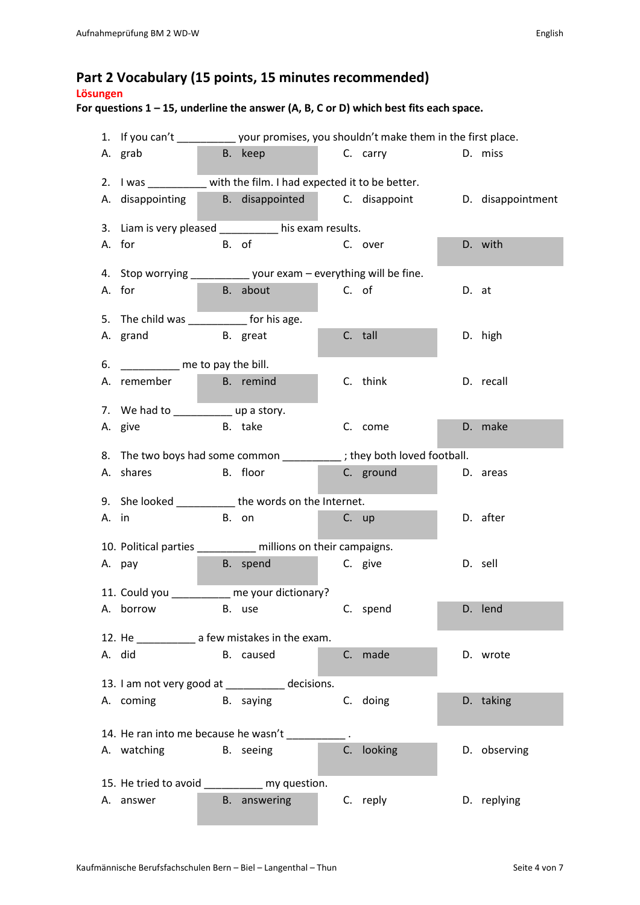## Part 2 Vocabulary (15 points, 15 minutes recommended)

Lösungen

**For questions 1 – 15, underline the answer (A, B, C or D) which best fits each space.**

1. If you can't __________ your promises, you shouldn't make them in the first place.

| A. grab | **B. keep** | C. carry | D. miss |
|---|---|---|---|

2. I was __________ with the film. I had expected it to be better.

| A. disappointing | **B. disappointed** | C. disappoint | D. disappointment |
|---|---|---|---|

3. Liam is very pleased __________ his exam results.

| A. for | B. of | C. over | **D. with** |
|---|---|---|---|

4. Stop worrying __________ your exam – everything will be fine.

| A. for | **B. about** | C. of | D. at |
|---|---|---|---|

5. The child was __________ for his age.

| A. grand | B. great | **C. tall** | D. high |
|---|---|---|---|

6. __________ me to pay the bill.

| A. remember | **B. remind** | C. think | D. recall |
|---|---|---|---|

7. We had to __________ up a story.

| A. give | B. take | C. come | **D. make** |
|---|---|---|---|

8. The two boys had some common __________ ; they both loved football.

| A. shares | B. floor | **C. ground** | D. areas |
|---|---|---|---|

9. She looked __________ the words on the Internet.

| A. in | B. on | **C. up** | D. after |
|---|---|---|---|

10. Political parties __________ millions on their campaigns.

| A. pay | **B. spend** | C. give | D. sell |
|---|---|---|---|

11. Could you __________ me your dictionary?

| A. borrow | B. use | C. spend | **D. lend** |
|---|---|---|---|

12. He __________ a few mistakes in the exam.

| A. did | B. caused | **C. made** | D. wrote |
|---|---|---|---|

13. I am not very good at __________ decisions.

| A. coming | B. saying | C. doing | **D. taking** |
|---|---|---|---|

14. He ran into me because he wasn't __________ .

| A. watching | B. seeing | **C. looking** | D. observing |
|---|---|---|---|

15. He tried to avoid __________ my question.

| A. answer | **B. answering** | C. reply | D. replying |
|---|---|---|---|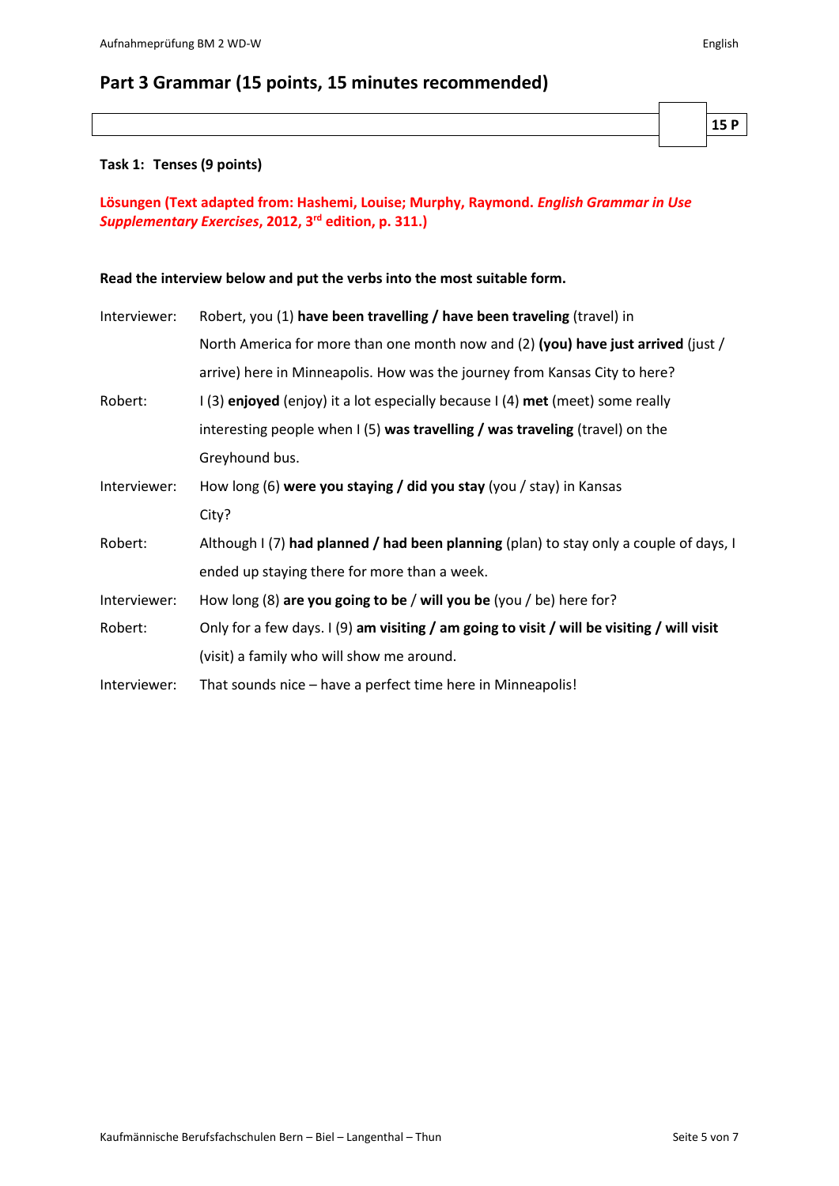## Part 3 Grammar (15 points, 15 minutes recommended)

| | 15 P |
|---|---|

**Task 1: Tenses (9 points)**

**Lösungen (Text adapted from: Hashemi, Louise; Murphy, Raymond. *English Grammar in Use Supplementary Exercises*, 2012, 3rd edition, p. 311.)**

**Read the interview below and put the verbs into the most suitable form.**

| | |
|---|---|
| Interviewer: | Robert, you (1) **have been travelling / have been traveling** (travel) in North America for more than one month now and (2) **(you) have just arrived** (just / arrive) here in Minneapolis. How was the journey from Kansas City to here? |
| Robert: | I (3) **enjoyed** (enjoy) it a lot especially because I (4) **met** (meet) some really interesting people when I (5) **was travelling / was traveling** (travel) on the Greyhound bus. |
| Interviewer: | How long (6) **were you staying / did you stay** (you / stay) in Kansas City? |
| Robert: | Although I (7) **had planned / had been planning** (plan) to stay only a couple of days, I ended up staying there for more than a week. |
| Interviewer: | How long (8) **are you going to be** / **will you be** (you / be) here for? |
| Robert: | Only for a few days. I (9) **am visiting / am going to visit / will be visiting / will visit** (visit) a family who will show me around. |
| Interviewer: | That sounds nice – have a perfect time here in Minneapolis! |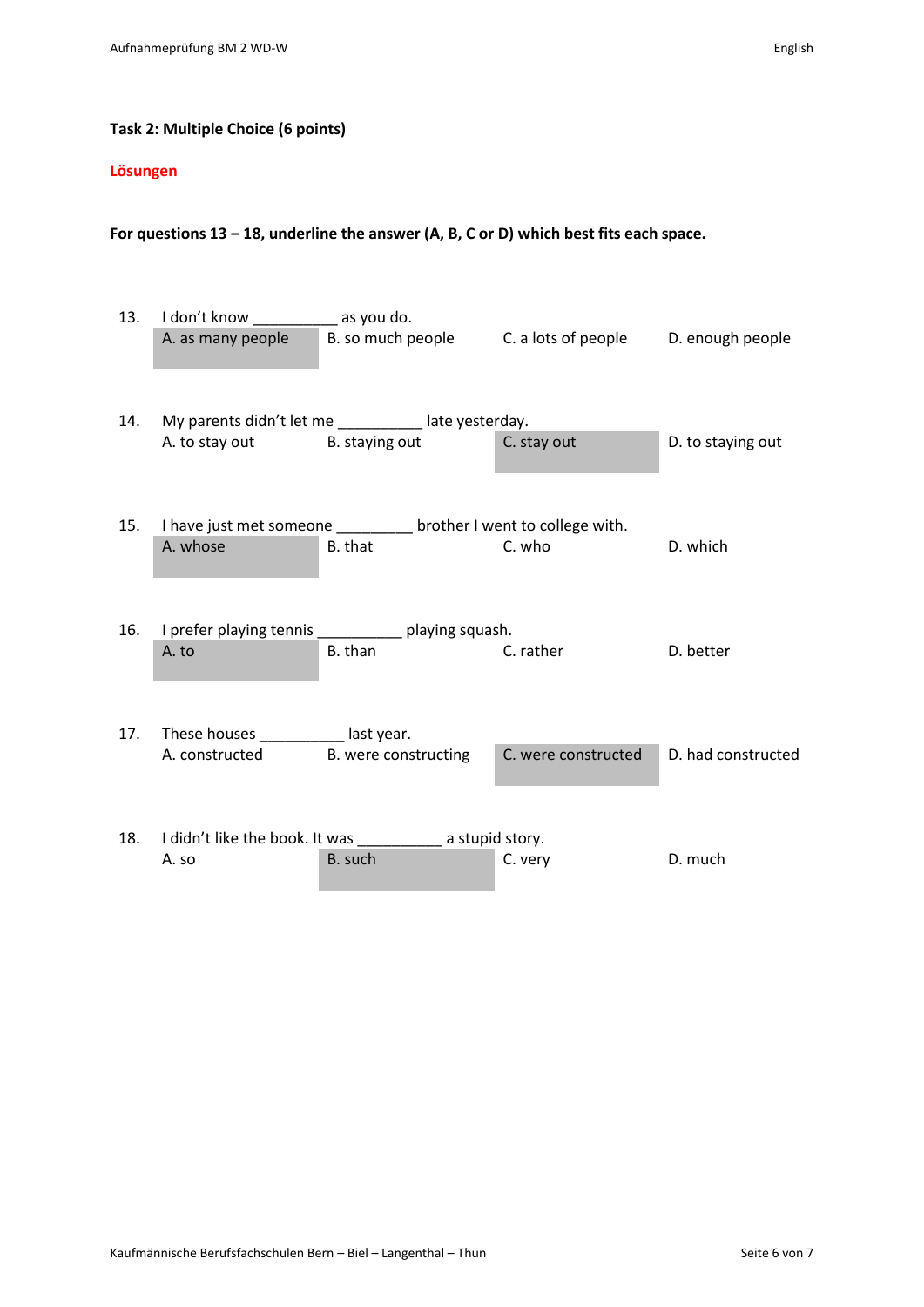**Task 2: Multiple Choice (6 points)**

**Lösungen**

**For questions 13 – 18, underline the answer (A, B, C or D) which best fits each space.**

13. I don't know __________ as you do.
    **A. as many people** B. so much people C. a lots of people D. enough people

14. My parents didn't let me __________ late yesterday.
    A. to stay out B. staying out **C. stay out** D. to staying out

15. I have just met someone _________ brother I went to college with.
    **A. whose** B. that C. who D. which

16. I prefer playing tennis __________ playing squash.
    **A. to** B. than C. rather D. better

17. These houses __________ last year.
    A. constructed B. were constructing **C. were constructed** D. had constructed

18. I didn't like the book. It was __________ a stupid story.
    A. so **B. such** C. very D. much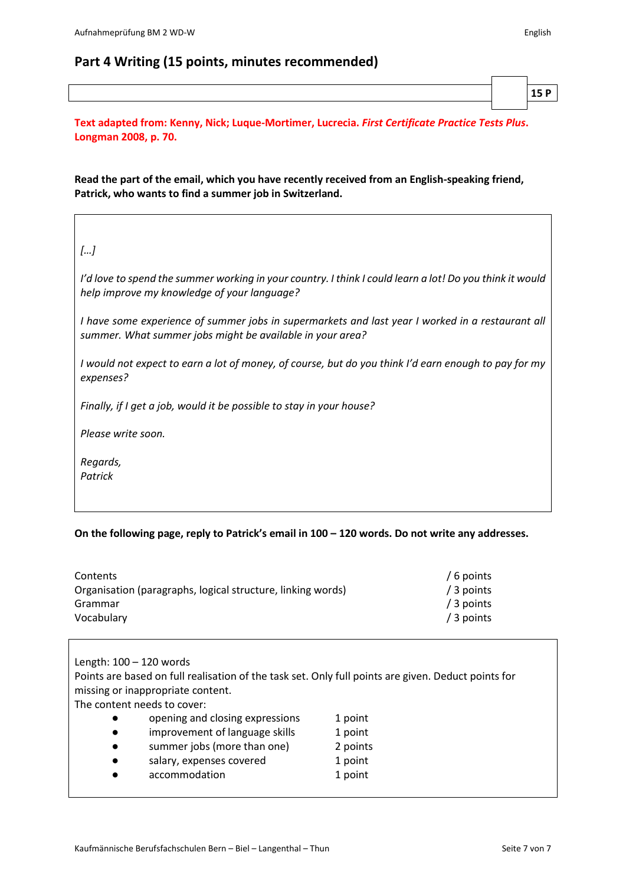## Part 4 Writing (15 points, minutes recommended)

| | | |
|---|---|---|
| | | 15 P |

**Text adapted from: Kenny, Nick; Luque-Mortimer, Lucrecia. *First Certificate Practice Tests Plus*. Longman 2008, p. 70.**

**Read the part of the email, which you have recently received from an English-speaking friend, Patrick, who wants to find a summer job in Switzerland.**

> *[…]*
>
> *I'd love to spend the summer working in your country. I think I could learn a lot! Do you think it would help improve my knowledge of your language?*
>
> *I have some experience of summer jobs in supermarkets and last year I worked in a restaurant all summer. What summer jobs might be available in your area?*
>
> *I would not expect to earn a lot of money, of course, but do you think I'd earn enough to pay for my expenses?*
>
> *Finally, if I get a job, would it be possible to stay in your house?*
>
> *Please write soon.*
>
> *Regards,*
> *Patrick*

**On the following page, reply to Patrick's email in 100 – 120 words. Do not write any addresses.**

| | |
|---|---|
| Contents | / 6 points |
| Organisation (paragraphs, logical structure, linking words) | / 3 points |
| Grammar | / 3 points |
| Vocabulary | / 3 points |

Length: 100 – 120 words
Points are based on full realisation of the task set. Only full points are given. Deduct points for missing or inappropriate content.
The content needs to cover:

| | |
|---|---|
| • opening and closing expressions | 1 point |
| • improvement of language skills | 1 point |
| • summer jobs (more than one) | 2 points |
| • salary, expenses covered | 1 point |
| • accommodation | 1 point |